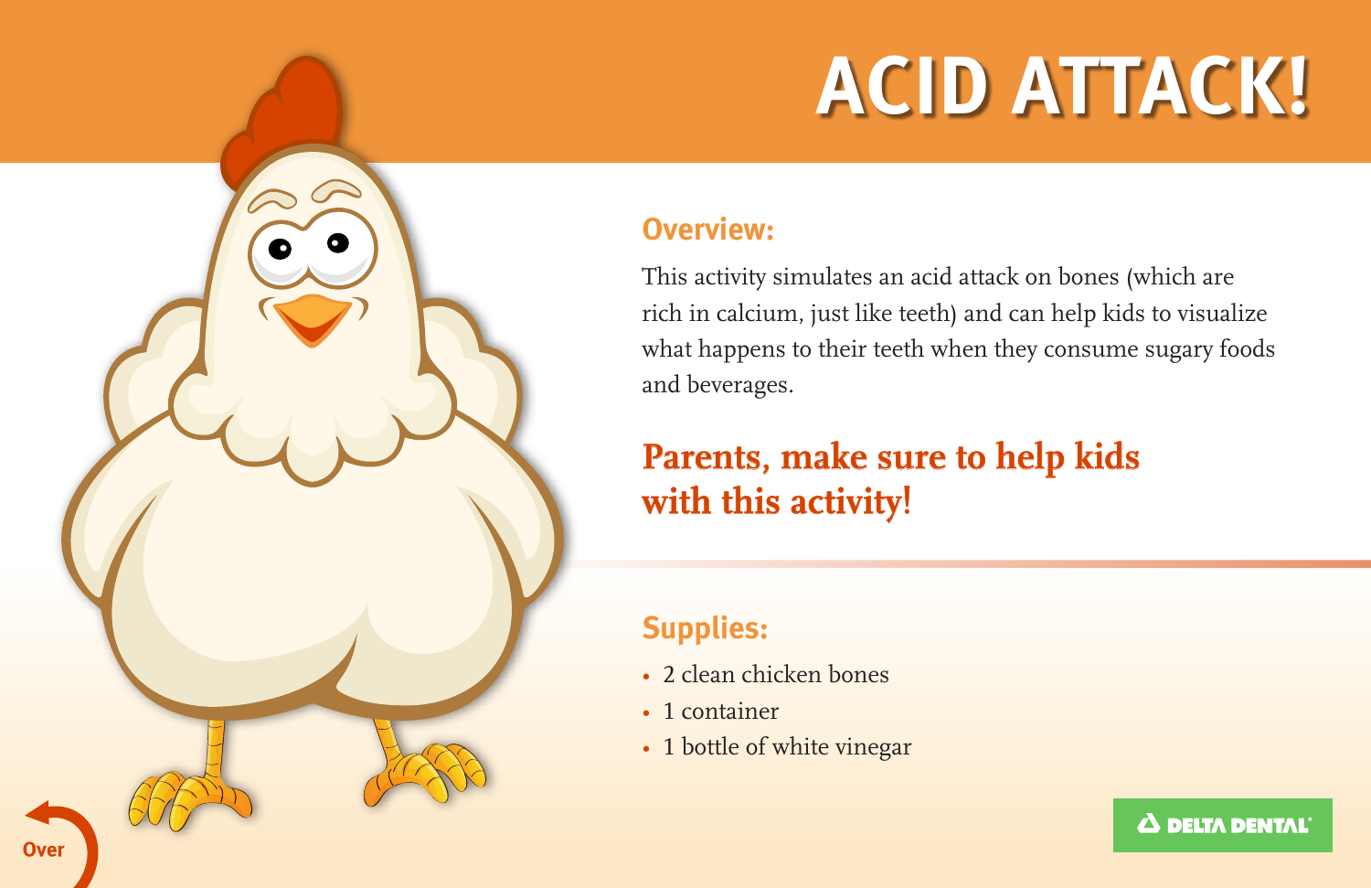# ACID ATTACK!

## Overview:

This activity simulates an acid attack on bones (which are rich in calcium, just like teeth) and can help kids to visualize what happens to their teeth when they consume sugary foods and beverages.

**Parents, make sure to help kids with this activity!**

## Supplies:

- 2 clean chicken bones
- 1 container
- 1 bottle of white vinegar

Over

DELTA DENTAL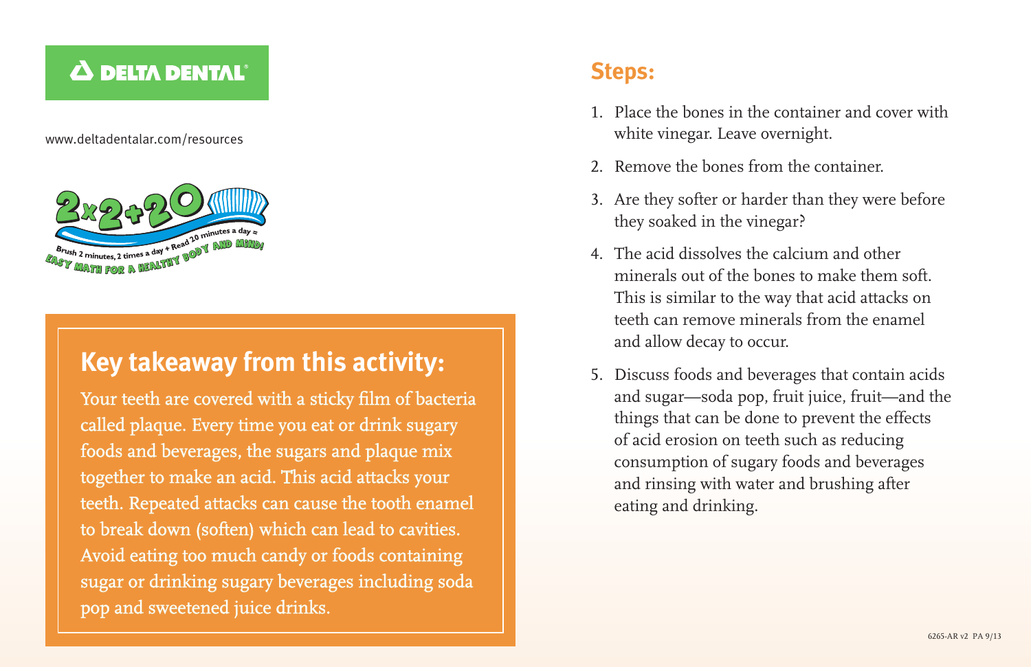DELTA DENTAL®

www.deltadentalar.com/resources

2x2+20

Brush 2 minutes, 2 times a day + Read 20 minutes a day =
EASY MATH FOR A HEALTHY BODY AND MIND!

## Key takeaway from this activity:

Your teeth are covered with a sticky film of bacteria called plaque. Every time you eat or drink sugary foods and beverages, the sugars and plaque mix together to make an acid. This acid attacks your teeth. Repeated attacks can cause the tooth enamel to break down (soften) which can lead to cavities. Avoid eating too much candy or foods containing sugar or drinking sugary beverages including soda pop and sweetened juice drinks.

## Steps:

1. Place the bones in the container and cover with white vinegar. Leave overnight.
2. Remove the bones from the container.
3. Are they softer or harder than they were before they soaked in the vinegar?
4. The acid dissolves the calcium and other minerals out of the bones to make them soft. This is similar to the way that acid attacks on teeth can remove minerals from the enamel and allow decay to occur.
5. Discuss foods and beverages that contain acids and sugar—soda pop, fruit juice, fruit—and the things that can be done to prevent the effects of acid erosion on teeth such as reducing consumption of sugary foods and beverages and rinsing with water and brushing after eating and drinking.

6265-AR v2 PA 9/13